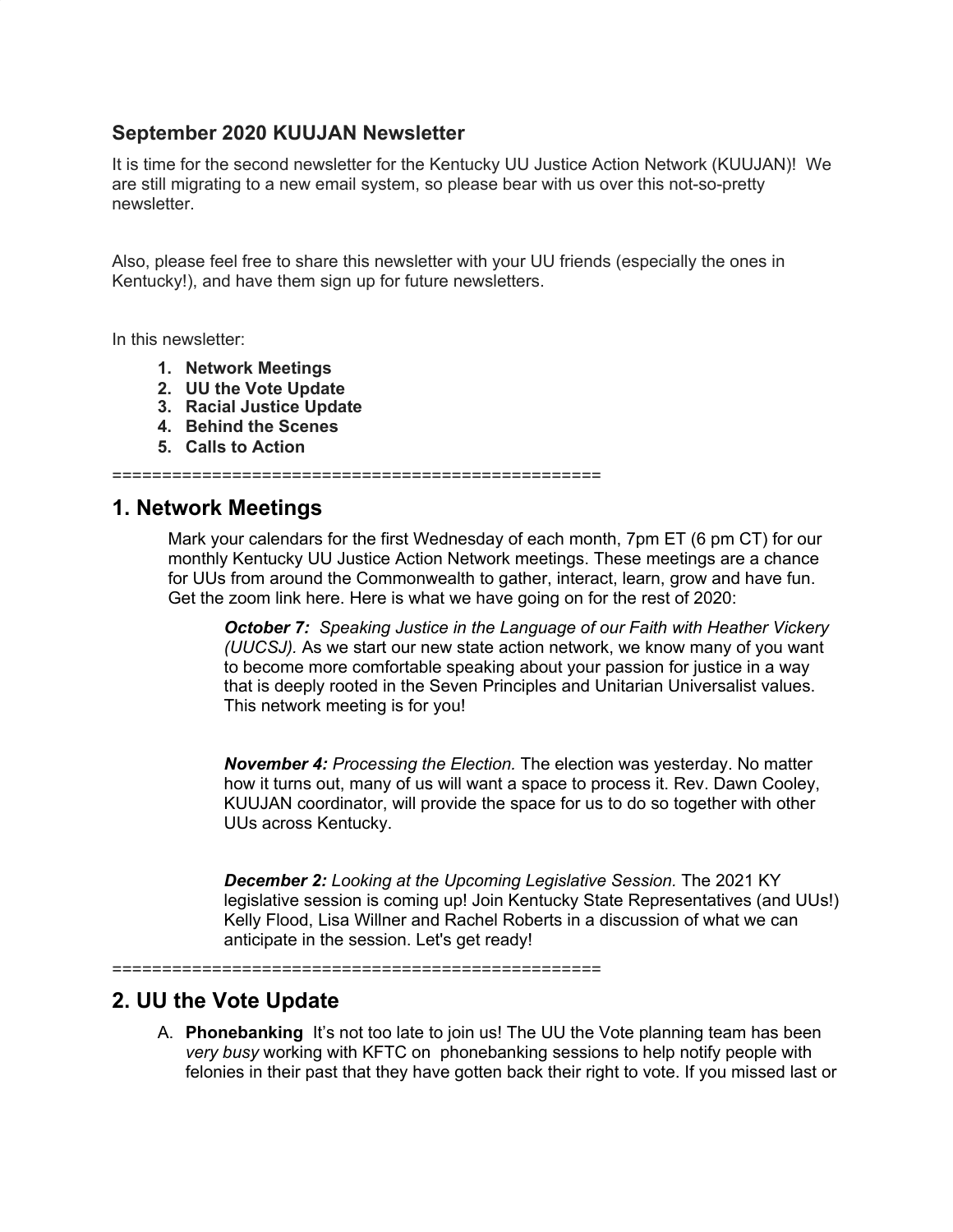### September 2020 KUUJAN Newsletter

It is time for the second newsletter for the Kentucky UU Justice Action Network (KUUJAN)! We are still migrating to a new email system, so please bear with us over this not-so-pretty newsletter.

Also, please feel free to share this newsletter with your UU friends (especially the ones in Kentucky!), and have them sign up for future newsletters.

In this newsletter:

1. **Network Meetings**
2. **UU the Vote Update**
3. **Racial Justice Update**
4. **Behind the Scenes**
5. **Calls to Action**

================================================

## 1. Network Meetings

Mark your calendars for the first Wednesday of each month, 7pm ET (6 pm CT) for our monthly Kentucky UU Justice Action Network meetings. These meetings are a chance for UUs from around the Commonwealth to gather, interact, learn, grow and have fun. Get the zoom link here. Here is what we have going on for the rest of 2020:

> ***October 7:*** *Speaking Justice in the Language of our Faith with Heather Vickery (UUCSJ).* As we start our new state action network, we know many of you want to become more comfortable speaking about your passion for justice in a way that is deeply rooted in the Seven Principles and Unitarian Universalist values. This network meeting is for you!
>
> ***November 4:*** *Processing the Election.* The election was yesterday. No matter how it turns out, many of us will want a space to process it. Rev. Dawn Cooley, KUUJAN coordinator, will provide the space for us to do so together with other UUs across Kentucky.
>
> ***December 2:*** *Looking at the Upcoming Legislative Session.* The 2021 KY legislative session is coming up! Join Kentucky State Representatives (and UUs!) Kelly Flood, Lisa Willner and Rachel Roberts in a discussion of what we can anticipate in the session. Let's get ready!

================================================

## 2. UU the Vote Update

A. **Phonebanking** It's not too late to join us! The UU the Vote planning team has been *very busy* working with KFTC on phonebanking sessions to help notify people with felonies in their past that they have gotten back their right to vote. If you missed last or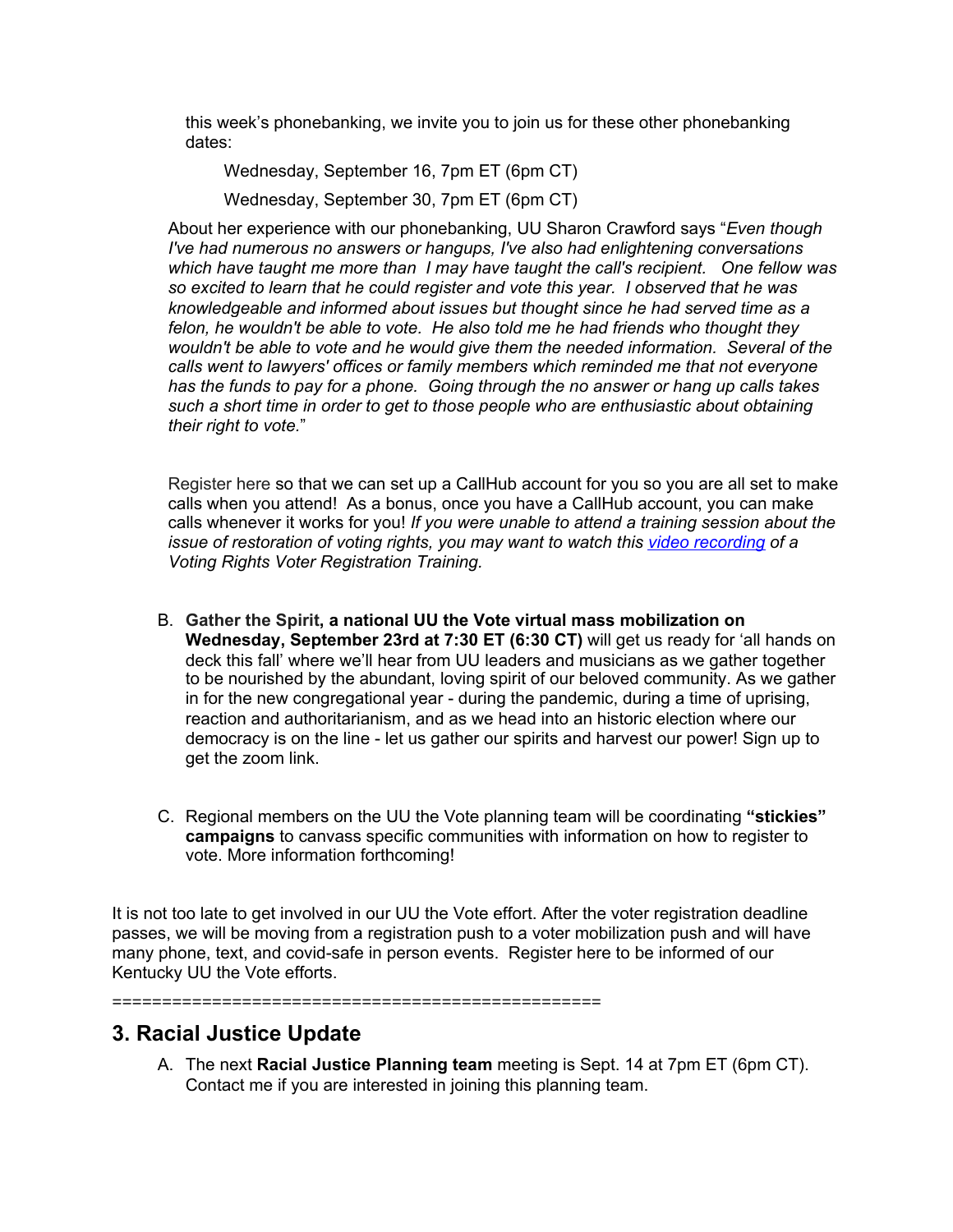this week's phonebanking, we invite you to join us for these other phonebanking dates:

Wednesday, September 16, 7pm ET (6pm CT)

Wednesday, September 30, 7pm ET (6pm CT)

About her experience with our phonebanking, UU Sharon Crawford says "*Even though I've had numerous no answers or hangups, I've also had enlightening conversations which have taught me more than I may have taught the call's recipient. One fellow was so excited to learn that he could register and vote this year. I observed that he was knowledgeable and informed about issues but thought since he had served time as a felon, he wouldn't be able to vote. He also told me he had friends who thought they wouldn't be able to vote and he would give them the needed information. Several of the calls went to lawyers' offices or family members which reminded me that not everyone has the funds to pay for a phone. Going through the no answer or hang up calls takes such a short time in order to get to those people who are enthusiastic about obtaining their right to vote.*"

Register here so that we can set up a CallHub account for you so you are all set to make calls when you attend! As a bonus, once you have a CallHub account, you can make calls whenever it works for you! *If you were unable to attend a training session about the issue of restoration of voting rights, you may want to watch this video recording of a Voting Rights Voter Registration Training.*

B. **Gather the Spirit, a national UU the Vote virtual mass mobilization on Wednesday, September 23rd at 7:30 ET (6:30 CT)** will get us ready for 'all hands on deck this fall' where we'll hear from UU leaders and musicians as we gather together to be nourished by the abundant, loving spirit of our beloved community. As we gather in for the new congregational year - during the pandemic, during a time of uprising, reaction and authoritarianism, and as we head into an historic election where our democracy is on the line - let us gather our spirits and harvest our power! Sign up to get the zoom link.

C. Regional members on the UU the Vote planning team will be coordinating **"stickies" campaigns** to canvass specific communities with information on how to register to vote. More information forthcoming!

It is not too late to get involved in our UU the Vote effort. After the voter registration deadline passes, we will be moving from a registration push to a voter mobilization push and will have many phone, text, and covid-safe in person events. Register here to be informed of our Kentucky UU the Vote efforts.

=================================================

## 3. Racial Justice Update

A. The next **Racial Justice Planning team** meeting is Sept. 14 at 7pm ET (6pm CT). Contact me if you are interested in joining this planning team.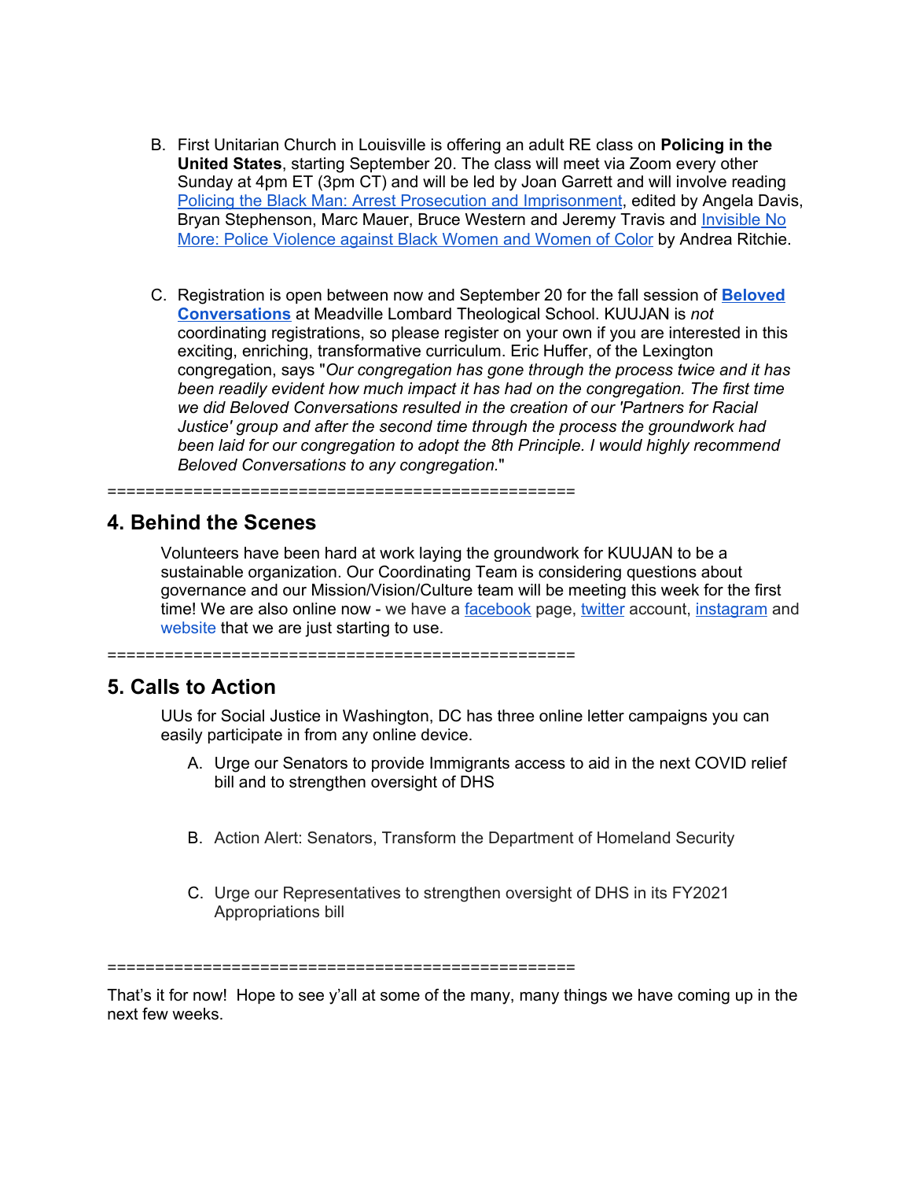B. First Unitarian Church in Louisville is offering an adult RE class on **Policing in the United States**, starting September 20. The class will meet via Zoom every other Sunday at 4pm ET (3pm CT) and will be led by Joan Garrett and will involve reading Policing the Black Man: Arrest Prosecution and Imprisonment, edited by Angela Davis, Bryan Stephenson, Marc Mauer, Bruce Western and Jeremy Travis and Invisible No More: Police Violence against Black Women and Women of Color by Andrea Ritchie.

C. Registration is open between now and September 20 for the fall session of **Beloved Conversations** at Meadville Lombard Theological School. KUUJAN is *not* coordinating registrations, so please register on your own if you are interested in this exciting, enriching, transformative curriculum. Eric Huffer, of the Lexington congregation, says "*Our congregation has gone through the process twice and it has been readily evident how much impact it has had on the congregation. The first time we did Beloved Conversations resulted in the creation of our 'Partners for Racial Justice' group and after the second time through the process the groundwork had been laid for our congregation to adopt the 8th Principle. I would highly recommend Beloved Conversations to any congregation.*"

=================================================

## 4. Behind the Scenes

Volunteers have been hard at work laying the groundwork for KUUJAN to be a sustainable organization. Our Coordinating Team is considering questions about governance and our Mission/Vision/Culture team will be meeting this week for the first time! We are also online now - we have a facebook page, twitter account, instagram and website that we are just starting to use.

=================================================

## 5. Calls to Action

UUs for Social Justice in Washington, DC has three online letter campaigns you can easily participate in from any online device.

A. Urge our Senators to provide Immigrants access to aid in the next COVID relief bill and to strengthen oversight of DHS

B. Action Alert: Senators, Transform the Department of Homeland Security

C. Urge our Representatives to strengthen oversight of DHS in its FY2021 Appropriations bill

=================================================

That's it for now! Hope to see y'all at some of the many, many things we have coming up in the next few weeks.